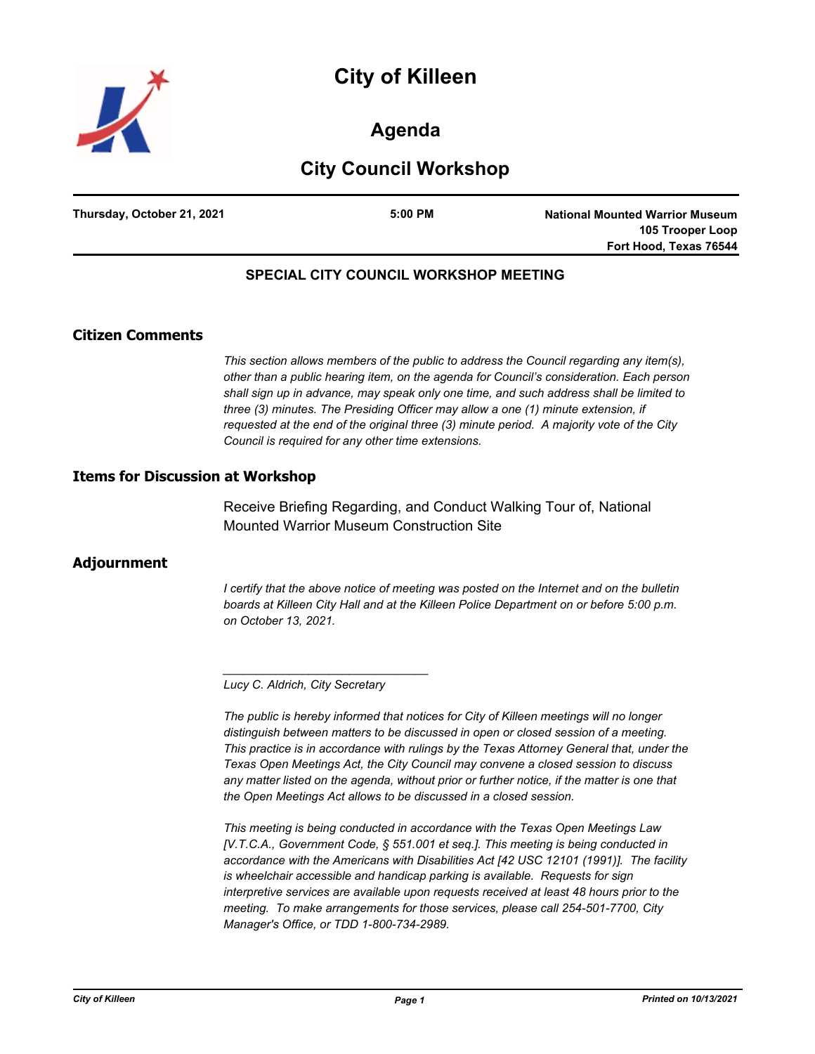# City of Killeen

## Agenda

## City Council Workshop

| **Thursday, October 21, 2021** | **5:00 PM** | **National Mounted Warrior Museum 105 Trooper Loop Fort Hood, Texas 76544** |
|---|---|---|

### SPECIAL CITY COUNCIL WORKSHOP MEETING

## Citizen Comments

*This section allows members of the public to address the Council regarding any item(s), other than a public hearing item, on the agenda for Council's consideration. Each person shall sign up in advance, may speak only one time, and such address shall be limited to three (3) minutes. The Presiding Officer may allow a one (1) minute extension, if requested at the end of the original three (3) minute period. A majority vote of the City Council is required for any other time extensions.*

## Items for Discussion at Workshop

Receive Briefing Regarding, and Conduct Walking Tour of, National Mounted Warrior Museum Construction Site

## Adjournment

*I certify that the above notice of meeting was posted on the Internet and on the bulletin boards at Killeen City Hall and at the Killeen Police Department on or before 5:00 p.m. on October 13, 2021.*

_______________________________

*Lucy C. Aldrich, City Secretary*

*The public is hereby informed that notices for City of Killeen meetings will no longer distinguish between matters to be discussed in open or closed session of a meeting. This practice is in accordance with rulings by the Texas Attorney General that, under the Texas Open Meetings Act, the City Council may convene a closed session to discuss any matter listed on the agenda, without prior or further notice, if the matter is one that the Open Meetings Act allows to be discussed in a closed session.*

*This meeting is being conducted in accordance with the Texas Open Meetings Law [V.T.C.A., Government Code, § 551.001 et seq.]. This meeting is being conducted in accordance with the Americans with Disabilities Act [42 USC 12101 (1991)]. The facility is wheelchair accessible and handicap parking is available. Requests for sign interpretive services are available upon requests received at least 48 hours prior to the meeting. To make arrangements for those services, please call 254-501-7700, City Manager's Office, or TDD 1-800-734-2989.*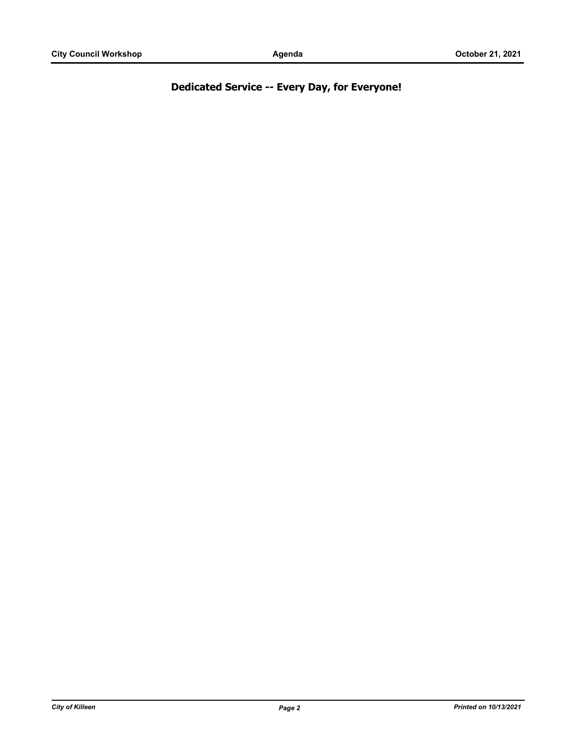**Dedicated Service -- Every Day, for Everyone!**